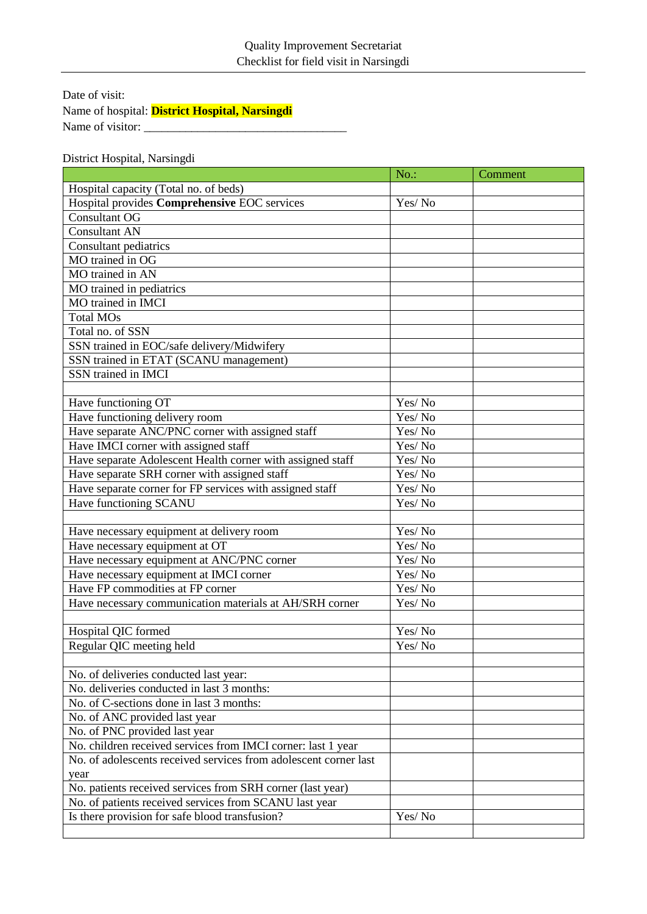Quality Improvement Secretariat
Checklist for field visit in Narsingdi

Date of visit:
Name of hospital: **District Hospital, Narsingdi**
Name of visitor: ___________________________________

District Hospital, Narsingdi

| | No.: | Comment |
|---|---|---|
| Hospital capacity (Total no. of beds) | | |
| Hospital provides **Comprehensive** EOC services | Yes/ No | |
| Consultant OG | | |
| Consultant AN | | |
| Consultant pediatrics | | |
| MO trained in OG | | |
| MO trained in AN | | |
| MO trained in pediatrics | | |
| MO trained in IMCI | | |
| Total MOs | | |
| Total no. of SSN | | |
| SSN trained in EOC/safe delivery/Midwifery | | |
| SSN trained in ETAT (SCANU management) | | |
| SSN trained in IMCI | | |
| | | |
| Have functioning OT | Yes/ No | |
| Have functioning delivery room | Yes/ No | |
| Have separate ANC/PNC corner with assigned staff | Yes/ No | |
| Have IMCI corner with assigned staff | Yes/ No | |
| Have separate Adolescent Health corner with assigned staff | Yes/ No | |
| Have separate SRH corner with assigned staff | Yes/ No | |
| Have separate corner for FP services with assigned staff | Yes/ No | |
| Have functioning SCANU | Yes/ No | |
| | | |
| Have necessary equipment at delivery room | Yes/ No | |
| Have necessary equipment at OT | Yes/ No | |
| Have necessary equipment at ANC/PNC corner | Yes/ No | |
| Have necessary equipment at IMCI corner | Yes/ No | |
| Have FP commodities at FP corner | Yes/ No | |
| Have necessary communication materials at AH/SRH corner | Yes/ No | |
| | | |
| Hospital QIC formed | Yes/ No | |
| Regular QIC meeting held | Yes/ No | |
| | | |
| No. of deliveries conducted last year: | | |
| No. deliveries conducted in last 3 months: | | |
| No. of C-sections done in last 3 months: | | |
| No. of ANC provided last year | | |
| No. of PNC provided last year | | |
| No. children received services from IMCI corner: last 1 year | | |
| No. of adolescents received services from adolescent corner last year | | |
| No. patients received services from SRH corner (last year) | | |
| No. of patients received services from SCANU last year | | |
| Is there provision for safe blood transfusion? | Yes/ No | |
| | | |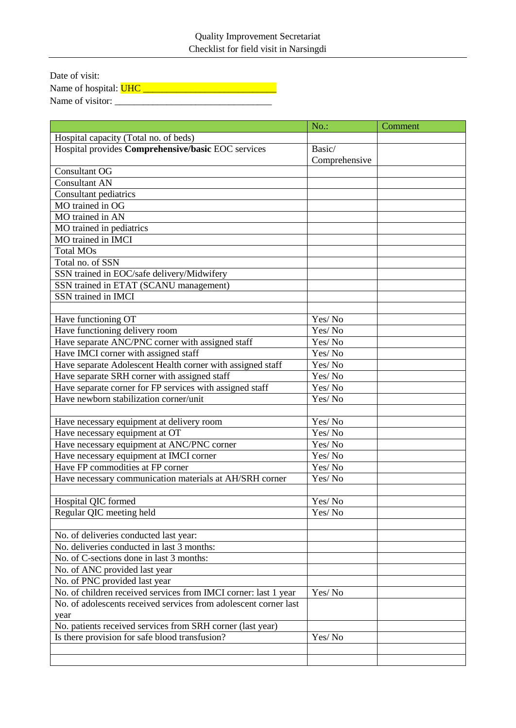Quality Improvement Secretariat
Checklist for field visit in Narsingdi

Date of visit:
Name of hospital: UHC ___________________________
Name of visitor: _________________________________

| | No.: | Comment |
|---|---|---|
| Hospital capacity (Total no. of beds) | | |
| Hospital provides **Comprehensive/basic** EOC services | Basic/ Comprehensive | |
| Consultant OG | | |
| Consultant AN | | |
| Consultant pediatrics | | |
| MO trained in OG | | |
| MO trained in AN | | |
| MO trained in pediatrics | | |
| MO trained in IMCI | | |
| Total MOs | | |
| Total no. of SSN | | |
| SSN trained in EOC/safe delivery/Midwifery | | |
| SSN trained in ETAT (SCANU management) | | |
| SSN trained in IMCI | | |
| | | |
| Have functioning OT | Yes/ No | |
| Have functioning delivery room | Yes/ No | |
| Have separate ANC/PNC corner with assigned staff | Yes/ No | |
| Have IMCI corner with assigned staff | Yes/ No | |
| Have separate Adolescent Health corner with assigned staff | Yes/ No | |
| Have separate SRH corner with assigned staff | Yes/ No | |
| Have separate corner for FP services with assigned staff | Yes/ No | |
| Have newborn stabilization corner/unit | Yes/ No | |
| | | |
| Have necessary equipment at delivery room | Yes/ No | |
| Have necessary equipment at OT | Yes/ No | |
| Have necessary equipment at ANC/PNC corner | Yes/ No | |
| Have necessary equipment at IMCI corner | Yes/ No | |
| Have FP commodities at FP corner | Yes/ No | |
| Have necessary communication materials at AH/SRH corner | Yes/ No | |
| | | |
| Hospital QIC formed | Yes/ No | |
| Regular QIC meeting held | Yes/ No | |
| | | |
| No. of deliveries conducted last year: | | |
| No. deliveries conducted in last 3 months: | | |
| No. of C-sections done in last 3 months: | | |
| No. of ANC provided last year | | |
| No. of PNC provided last year | | |
| No. of children received services from IMCI corner: last 1 year | Yes/ No | |
| No. of adolescents received services from adolescent corner last year | | |
| No. patients received services from SRH corner (last year) | | |
| Is there provision for safe blood transfusion? | Yes/ No | |
| | | |
| | | |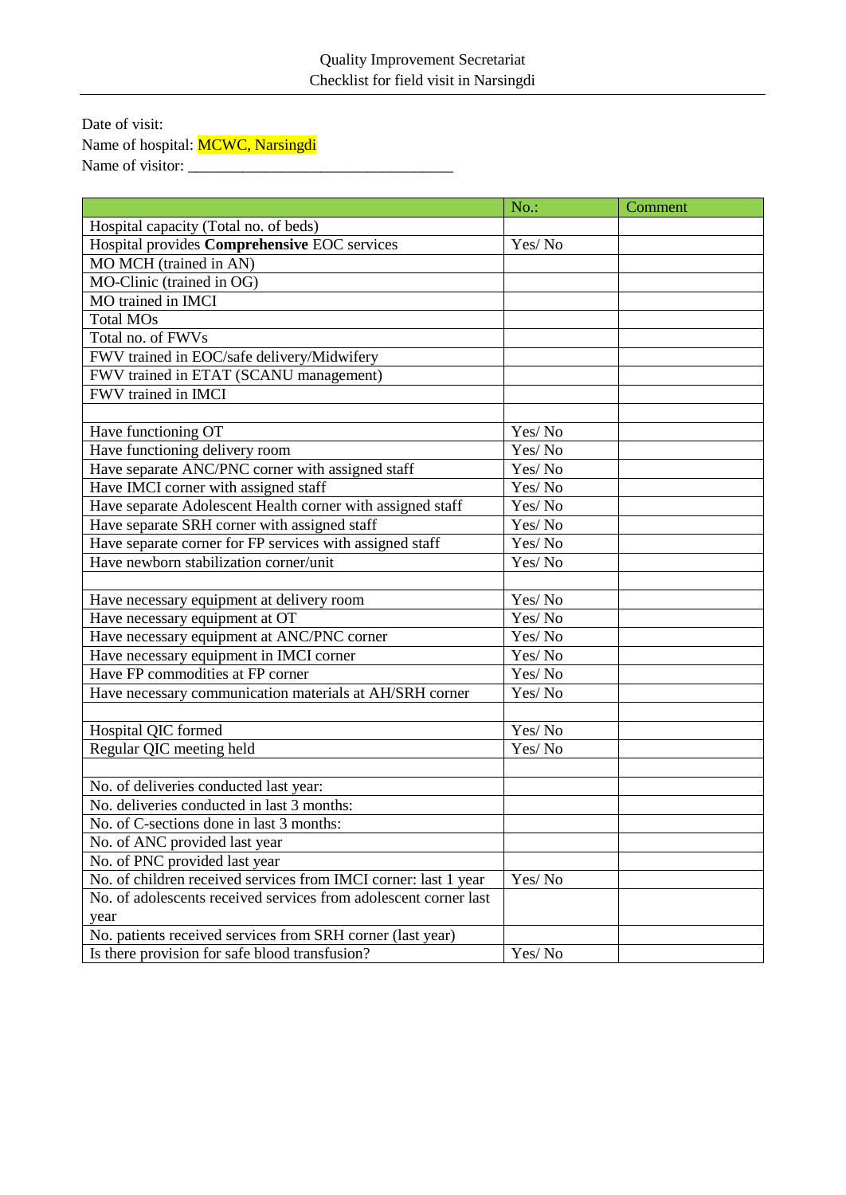Quality Improvement Secretariat
Checklist for field visit in Narsingdi

Date of visit:
Name of hospital: MCWC, Narsingdi
Name of visitor: ___________________________________

| | No.: | Comment |
|---|---|---|
| Hospital capacity (Total no. of beds) | | |
| Hospital provides **Comprehensive** EOC services | Yes/ No | |
| MO MCH (trained in AN) | | |
| MO-Clinic (trained in OG) | | |
| MO trained in IMCI | | |
| Total MOs | | |
| Total no. of FWVs | | |
| FWV trained in EOC/safe delivery/Midwifery | | |
| FWV trained in ETAT (SCANU management) | | |
| FWV trained in IMCI | | |
| | | |
| Have functioning OT | Yes/ No | |
| Have functioning delivery room | Yes/ No | |
| Have separate ANC/PNC corner with assigned staff | Yes/ No | |
| Have IMCI corner with assigned staff | Yes/ No | |
| Have separate Adolescent Health corner with assigned staff | Yes/ No | |
| Have separate SRH corner with assigned staff | Yes/ No | |
| Have separate corner for FP services with assigned staff | Yes/ No | |
| Have newborn stabilization corner/unit | Yes/ No | |
| | | |
| Have necessary equipment at delivery room | Yes/ No | |
| Have necessary equipment at OT | Yes/ No | |
| Have necessary equipment at ANC/PNC corner | Yes/ No | |
| Have necessary equipment in IMCI corner | Yes/ No | |
| Have FP commodities at FP corner | Yes/ No | |
| Have necessary communication materials at AH/SRH corner | Yes/ No | |
| | | |
| Hospital QIC formed | Yes/ No | |
| Regular QIC meeting held | Yes/ No | |
| | | |
| No. of deliveries conducted last year: | | |
| No. deliveries conducted in last 3 months: | | |
| No. of C-sections done in last 3 months: | | |
| No. of ANC provided last year | | |
| No. of PNC provided last year | | |
| No. of children received services from IMCI corner: last 1 year | Yes/ No | |
| No. of adolescents received services from adolescent corner last year | | |
| No. patients received services from SRH corner (last year) | | |
| Is there provision for safe blood transfusion? | Yes/ No | |